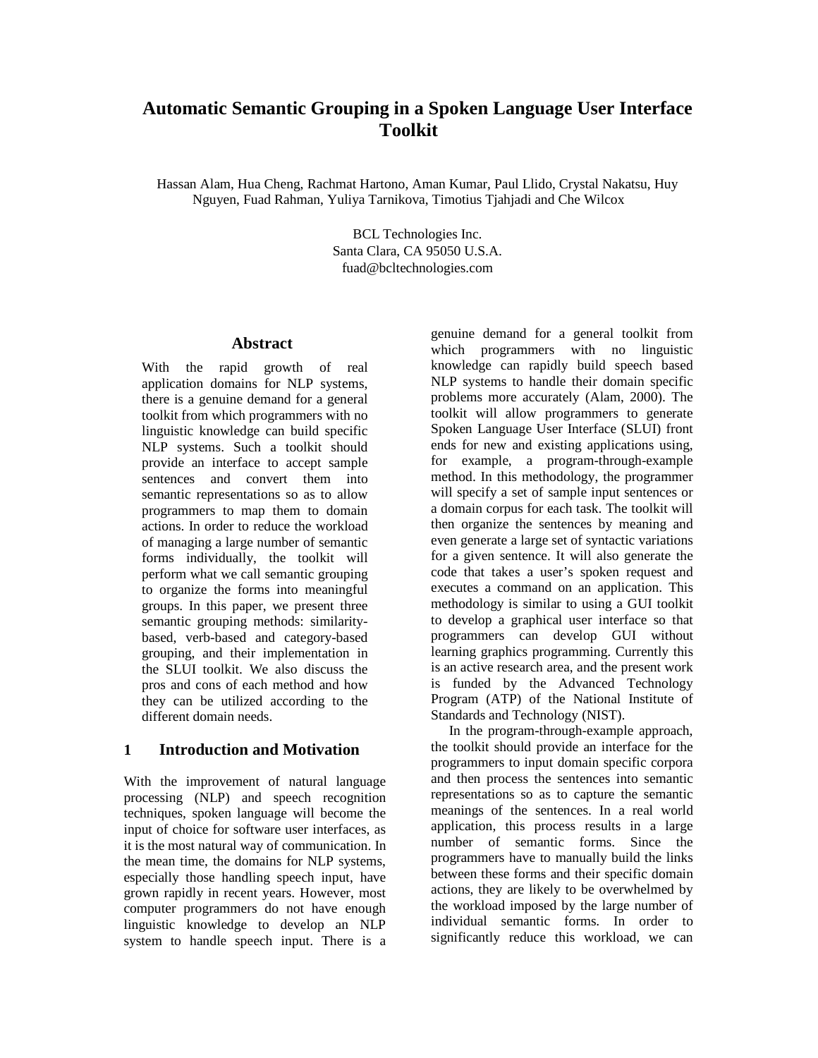# Automatic Semantic Grouping in a Spoken Language User Interface Toolkit

Hassan Alam, Hua Cheng, Rachmat Hartono, Aman Kumar, Paul Llido, Crystal Nakatsu, Huy Nguyen, Fuad Rahman, Yuliya Tarnikova, Timotius Tjahjadi and Che Wilcox

BCL Technologies Inc.
Santa Clara, CA 95050 U.S.A.
fuad@bcltechnologies.com

## Abstract

With the rapid growth of real application domains for NLP systems, there is a genuine demand for a general toolkit from which programmers with no linguistic knowledge can build specific NLP systems. Such a toolkit should provide an interface to accept sample sentences and convert them into semantic representations so as to allow programmers to map them to domain actions. In order to reduce the workload of managing a large number of semantic forms individually, the toolkit will perform what we call semantic grouping to organize the forms into meaningful groups. In this paper, we present three semantic grouping methods: similarity-based, verb-based and category-based grouping, and their implementation in the SLUI toolkit. We also discuss the pros and cons of each method and how they can be utilized according to the different domain needs.

## 1 Introduction and Motivation

With the improvement of natural language processing (NLP) and speech recognition techniques, spoken language will become the input of choice for software user interfaces, as it is the most natural way of communication. In the mean time, the domains for NLP systems, especially those handling speech input, have grown rapidly in recent years. However, most computer programmers do not have enough linguistic knowledge to develop an NLP system to handle speech input. There is a genuine demand for a general toolkit from which programmers with no linguistic knowledge can rapidly build speech based NLP systems to handle their domain specific problems more accurately (Alam, 2000). The toolkit will allow programmers to generate Spoken Language User Interface (SLUI) front ends for new and existing applications using, for example, a program-through-example method. In this methodology, the programmer will specify a set of sample input sentences or a domain corpus for each task. The toolkit will then organize the sentences by meaning and even generate a large set of syntactic variations for a given sentence. It will also generate the code that takes a user's spoken request and executes a command on an application. This methodology is similar to using a GUI toolkit to develop a graphical user interface so that programmers can develop GUI without learning graphics programming. Currently this is an active research area, and the present work is funded by the Advanced Technology Program (ATP) of the National Institute of Standards and Technology (NIST).

In the program-through-example approach, the toolkit should provide an interface for the programmers to input domain specific corpora and then process the sentences into semantic representations so as to capture the semantic meanings of the sentences. In a real world application, this process results in a large number of semantic forms. Since the programmers have to manually build the links between these forms and their specific domain actions, they are likely to be overwhelmed by the workload imposed by the large number of individual semantic forms. In order to significantly reduce this workload, we can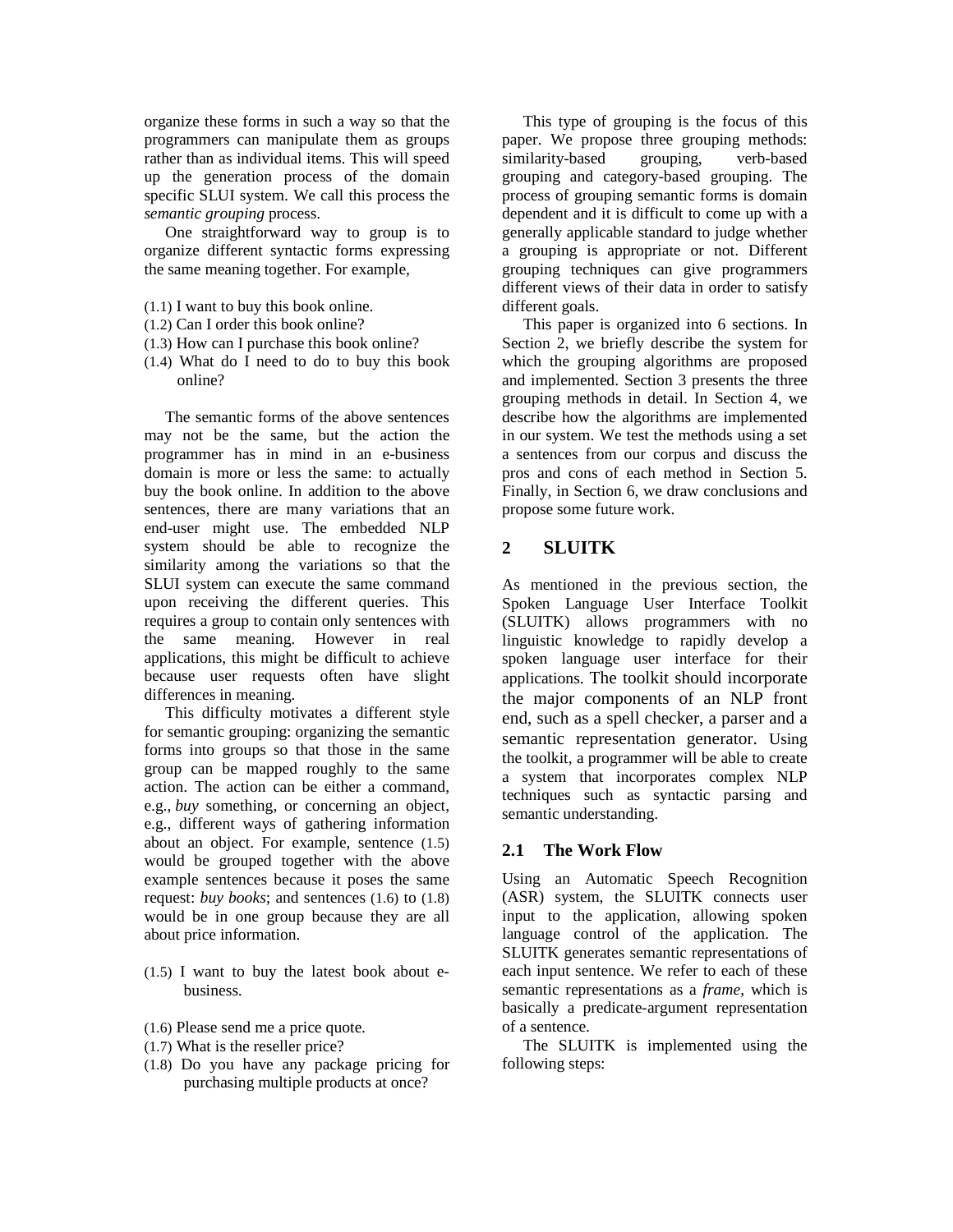organize these forms in such a way so that the programmers can manipulate them as groups rather than as individual items. This will speed up the generation process of the domain specific SLUI system. We call this process the *semantic grouping* process.

One straightforward way to group is to organize different syntactic forms expressing the same meaning together. For example,

(1.1) I want to buy this book online.
(1.2) Can I order this book online?
(1.3) How can I purchase this book online?
(1.4) What do I need to do to buy this book online?

The semantic forms of the above sentences may not be the same, but the action the programmer has in mind in an e-business domain is more or less the same: to actually buy the book online. In addition to the above sentences, there are many variations that an end-user might use. The embedded NLP system should be able to recognize the similarity among the variations so that the SLUI system can execute the same command upon receiving the different queries. This requires a group to contain only sentences with the same meaning. However in real applications, this might be difficult to achieve because user requests often have slight differences in meaning.

This difficulty motivates a different style for semantic grouping: organizing the semantic forms into groups so that those in the same group can be mapped roughly to the same action. The action can be either a command, e.g., *buy* something, or concerning an object, e.g., different ways of gathering information about an object. For example, sentence (1.5) would be grouped together with the above example sentences because it poses the same request: *buy books*; and sentences (1.6) to (1.8) would be in one group because they are all about price information.

(1.5) I want to buy the latest book about e-business.

(1.6) Please send me a price quote.
(1.7) What is the reseller price?
(1.8) Do you have any package pricing for purchasing multiple products at once?

This type of grouping is the focus of this paper. We propose three grouping methods: similarity-based grouping, verb-based grouping and category-based grouping. The process of grouping semantic forms is domain dependent and it is difficult to come up with a generally applicable standard to judge whether a grouping is appropriate or not. Different grouping techniques can give programmers different views of their data in order to satisfy different goals.

This paper is organized into 6 sections. In Section 2, we briefly describe the system for which the grouping algorithms are proposed and implemented. Section 3 presents the three grouping methods in detail. In Section 4, we describe how the algorithms are implemented in our system. We test the methods using a set a sentences from our corpus and discuss the pros and cons of each method in Section 5. Finally, in Section 6, we draw conclusions and propose some future work.

## 2 SLUITK

As mentioned in the previous section, the Spoken Language User Interface Toolkit (SLUITK) allows programmers with no linguistic knowledge to rapidly develop a spoken language user interface for their applications. The toolkit should incorporate the major components of an NLP front end, such as a spell checker, a parser and a semantic representation generator. Using the toolkit, a programmer will be able to create a system that incorporates complex NLP techniques such as syntactic parsing and semantic understanding.

### 2.1 The Work Flow

Using an Automatic Speech Recognition (ASR) system, the SLUITK connects user input to the application, allowing spoken language control of the application. The SLUITK generates semantic representations of each input sentence. We refer to each of these semantic representations as a *frame*, which is basically a predicate-argument representation of a sentence.

The SLUITK is implemented using the following steps: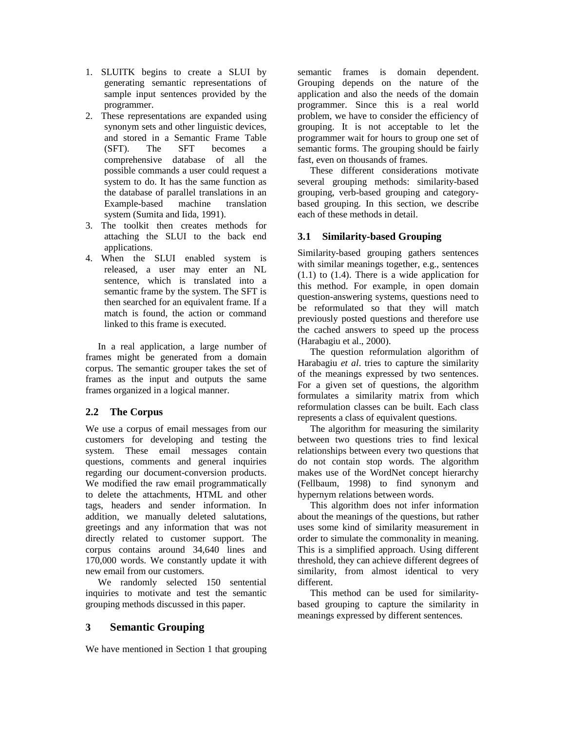1. SLUITK begins to create a SLUI by generating semantic representations of sample input sentences provided by the programmer.
2. These representations are expanded using synonym sets and other linguistic devices, and stored in a Semantic Frame Table (SFT). The SFT becomes a comprehensive database of all the possible commands a user could request a system to do. It has the same function as the database of parallel translations in an Example-based machine translation system (Sumita and Iida, 1991).
3. The toolkit then creates methods for attaching the SLUI to the back end applications.
4. When the SLUI enabled system is released, a user may enter an NL sentence, which is translated into a semantic frame by the system. The SFT is then searched for an equivalent frame. If a match is found, the action or command linked to this frame is executed.

In a real application, a large number of frames might be generated from a domain corpus. The semantic grouper takes the set of frames as the input and outputs the same frames organized in a logical manner.

## 2.2 The Corpus

We use a corpus of email messages from our customers for developing and testing the system. These email messages contain questions, comments and general inquiries regarding our document-conversion products. We modified the raw email programmatically to delete the attachments, HTML and other tags, headers and sender information. In addition, we manually deleted salutations, greetings and any information that was not directly related to customer support. The corpus contains around 34,640 lines and 170,000 words. We constantly update it with new email from our customers.

We randomly selected 150 sentential inquiries to motivate and test the semantic grouping methods discussed in this paper.

# 3 Semantic Grouping

We have mentioned in Section 1 that grouping semantic frames is domain dependent. Grouping depends on the nature of the application and also the needs of the domain programmer. Since this is a real world problem, we have to consider the efficiency of grouping. It is not acceptable to let the programmer wait for hours to group one set of semantic forms. The grouping should be fairly fast, even on thousands of frames.

These different considerations motivate several grouping methods: similarity-based grouping, verb-based grouping and category-based grouping. In this section, we describe each of these methods in detail.

## 3.1 Similarity-based Grouping

Similarity-based grouping gathers sentences with similar meanings together, e.g., sentences (1.1) to (1.4). There is a wide application for this method. For example, in open domain question-answering systems, questions need to be reformulated so that they will match previously posted questions and therefore use the cached answers to speed up the process (Harabagiu et al., 2000).

The question reformulation algorithm of Harabagiu *et al*. tries to capture the similarity of the meanings expressed by two sentences. For a given set of questions, the algorithm formulates a similarity matrix from which reformulation classes can be built. Each class represents a class of equivalent questions.

The algorithm for measuring the similarity between two questions tries to find lexical relationships between every two questions that do not contain stop words. The algorithm makes use of the WordNet concept hierarchy (Fellbaum, 1998) to find synonym and hypernym relations between words.

This algorithm does not infer information about the meanings of the questions, but rather uses some kind of similarity measurement in order to simulate the commonality in meaning. This is a simplified approach. Using different threshold, they can achieve different degrees of similarity, from almost identical to very different.

This method can be used for similarity-based grouping to capture the similarity in meanings expressed by different sentences.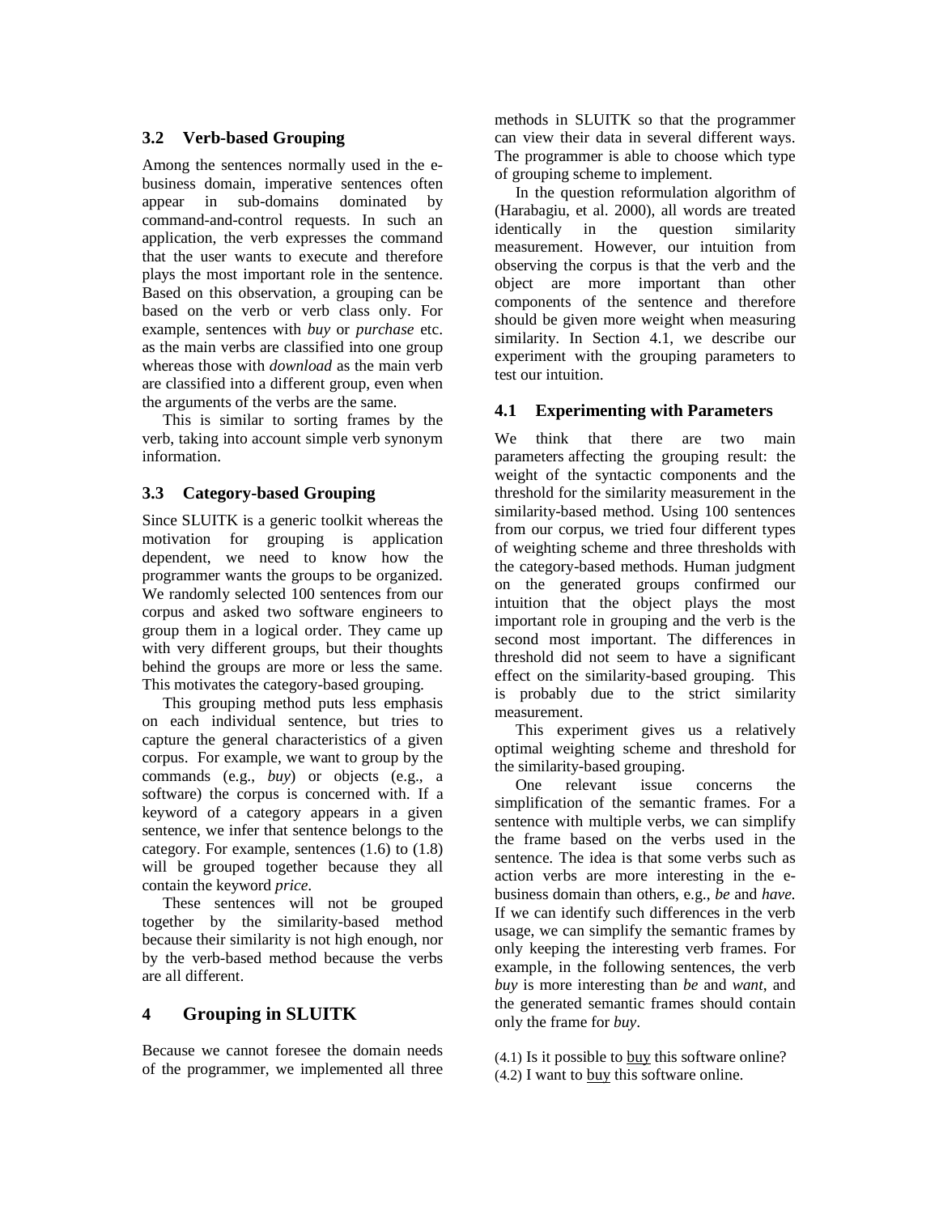## 3.2 Verb-based Grouping

Among the sentences normally used in the e-business domain, imperative sentences often appear in sub-domains dominated by command-and-control requests. In such an application, the verb expresses the command that the user wants to execute and therefore plays the most important role in the sentence. Based on this observation, a grouping can be based on the verb or verb class only. For example, sentences with *buy* or *purchase* etc. as the main verbs are classified into one group whereas those with *download* as the main verb are classified into a different group, even when the arguments of the verbs are the same.

This is similar to sorting frames by the verb, taking into account simple verb synonym information.

## 3.3 Category-based Grouping

Since SLUITK is a generic toolkit whereas the motivation for grouping is application dependent, we need to know how the programmer wants the groups to be organized. We randomly selected 100 sentences from our corpus and asked two software engineers to group them in a logical order. They came up with very different groups, but their thoughts behind the groups are more or less the same. This motivates the category-based grouping.

This grouping method puts less emphasis on each individual sentence, but tries to capture the general characteristics of a given corpus. For example, we want to group by the commands (e.g., *buy*) or objects (e.g., a software) the corpus is concerned with. If a keyword of a category appears in a given sentence, we infer that sentence belongs to the category. For example, sentences (1.6) to (1.8) will be grouped together because they all contain the keyword *price*.

These sentences will not be grouped together by the similarity-based method because their similarity is not high enough, nor by the verb-based method because the verbs are all different.

# 4 Grouping in SLUITK

Because we cannot foresee the domain needs of the programmer, we implemented all three methods in SLUITK so that the programmer can view their data in several different ways. The programmer is able to choose which type of grouping scheme to implement.

In the question reformulation algorithm of (Harabagiu, et al. 2000), all words are treated identically in the question similarity measurement. However, our intuition from observing the corpus is that the verb and the object are more important than other components of the sentence and therefore should be given more weight when measuring similarity. In Section 4.1, we describe our experiment with the grouping parameters to test our intuition.

## 4.1 Experimenting with Parameters

We think that there are two main parameters affecting the grouping result: the weight of the syntactic components and the threshold for the similarity measurement in the similarity-based method. Using 100 sentences from our corpus, we tried four different types of weighting scheme and three thresholds with the category-based methods. Human judgment on the generated groups confirmed our intuition that the object plays the most important role in grouping and the verb is the second most important. The differences in threshold did not seem to have a significant effect on the similarity-based grouping. This is probably due to the strict similarity measurement.

This experiment gives us a relatively optimal weighting scheme and threshold for the similarity-based grouping.

One relevant issue concerns the simplification of the semantic frames. For a sentence with multiple verbs, we can simplify the frame based on the verbs used in the sentence. The idea is that some verbs such as action verbs are more interesting in the e-business domain than others, e.g., *be* and *have*. If we can identify such differences in the verb usage, we can simplify the semantic frames by only keeping the interesting verb frames. For example, in the following sentences, the verb *buy* is more interesting than *be* and *want*, and the generated semantic frames should contain only the frame for *buy*.

(4.1) Is it possible to buy this software online?
(4.2) I want to buy this software online.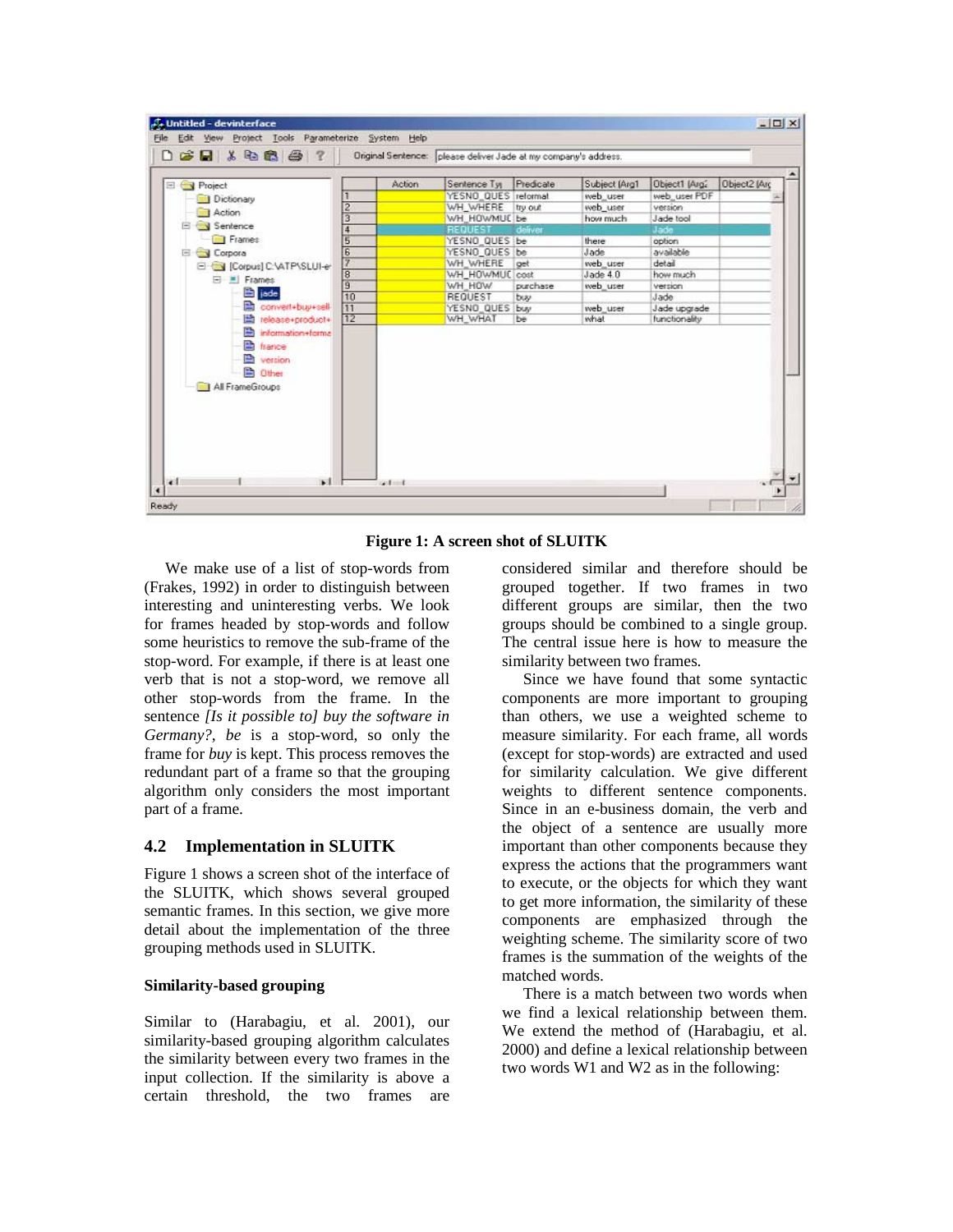**Figure 1: A screen shot of SLUITK**

We make use of a list of stop-words from (Frakes, 1992) in order to distinguish between interesting and uninteresting verbs. We look for frames headed by stop-words and follow some heuristics to remove the sub-frame of the stop-word. For example, if there is at least one verb that is not a stop-word, we remove all other stop-words from the frame. In the sentence *[Is it possible to] buy the software in Germany?*, *be* is a stop-word, so only the frame for *buy* is kept. This process removes the redundant part of a frame so that the grouping algorithm only considers the most important part of a frame.

## 4.2 Implementation in SLUITK

Figure 1 shows a screen shot of the interface of the SLUITK, which shows several grouped semantic frames. In this section, we give more detail about the implementation of the three grouping methods used in SLUITK.

### Similarity-based grouping

Similar to (Harabagiu, et al. 2001), our similarity-based grouping algorithm calculates the similarity between every two frames in the input collection. If the similarity is above a certain threshold, the two frames are considered similar and therefore should be grouped together. If two frames in two different groups are similar, then the two groups should be combined to a single group. The central issue here is how to measure the similarity between two frames.

Since we have found that some syntactic components are more important to grouping than others, we use a weighted scheme to measure similarity. For each frame, all words (except for stop-words) are extracted and used for similarity calculation. We give different weights to different sentence components. Since in an e-business domain, the verb and the object of a sentence are usually more important than other components because they express the actions that the programmers want to execute, or the objects for which they want to get more information, the similarity of these components are emphasized through the weighting scheme. The similarity score of two frames is the summation of the weights of the matched words.

There is a match between two words when we find a lexical relationship between them. We extend the method of (Harabagiu, et al. 2000) and define a lexical relationship between two words W1 and W2 as in the following: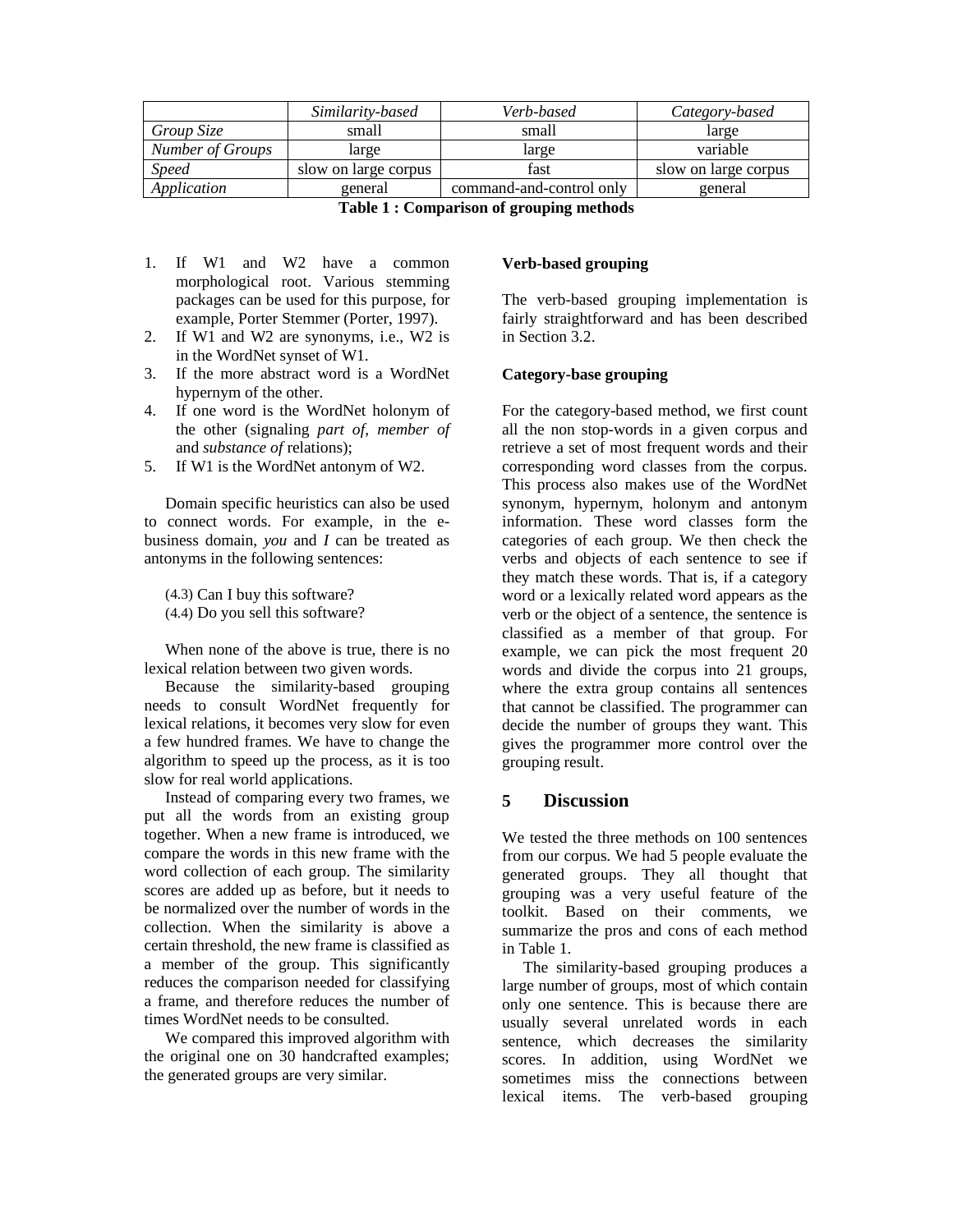| | *Similarity-based* | *Verb-based* | *Category-based* |
|---|---|---|---|
| *Group Size* | small | small | large |
| *Number of Groups* | large | large | variable |
| *Speed* | slow on large corpus | fast | slow on large corpus |
| *Application* | general | command-and-control only | general |

**Table 1 : Comparison of grouping methods**

1. If W1 and W2 have a common morphological root. Various stemming packages can be used for this purpose, for example, Porter Stemmer (Porter, 1997).
2. If W1 and W2 are synonyms, i.e., W2 is in the WordNet synset of W1.
3. If the more abstract word is a WordNet hypernym of the other.
4. If one word is the WordNet holonym of the other (signaling *part of*, *member of* and *substance of* relations);
5. If W1 is the WordNet antonym of W2.

Domain specific heuristics can also be used to connect words. For example, in the e-business domain, *you* and *I* can be treated as antonyms in the following sentences:

(4.3) Can I buy this software?
(4.4) Do you sell this software?

When none of the above is true, there is no lexical relation between two given words.

Because the similarity-based grouping needs to consult WordNet frequently for lexical relations, it becomes very slow for even a few hundred frames. We have to change the algorithm to speed up the process, as it is too slow for real world applications.

Instead of comparing every two frames, we put all the words from an existing group together. When a new frame is introduced, we compare the words in this new frame with the word collection of each group. The similarity scores are added up as before, but it needs to be normalized over the number of words in the collection. When the similarity is above a certain threshold, the new frame is classified as a member of the group. This significantly reduces the comparison needed for classifying a frame, and therefore reduces the number of times WordNet needs to be consulted.

We compared this improved algorithm with the original one on 30 handcrafted examples; the generated groups are very similar.

**Verb-based grouping**

The verb-based grouping implementation is fairly straightforward and has been described in Section 3.2.

**Category-base grouping**

For the category-based method, we first count all the non stop-words in a given corpus and retrieve a set of most frequent words and their corresponding word classes from the corpus. This process also makes use of the WordNet synonym, hypernym, holonym and antonym information. These word classes form the categories of each group. We then check the verbs and objects of each sentence to see if they match these words. That is, if a category word or a lexically related word appears as the verb or the object of a sentence, the sentence is classified as a member of that group. For example, we can pick the most frequent 20 words and divide the corpus into 21 groups, where the extra group contains all sentences that cannot be classified. The programmer can decide the number of groups they want. This gives the programmer more control over the grouping result.

## 5 Discussion

We tested the three methods on 100 sentences from our corpus. We had 5 people evaluate the generated groups. They all thought that grouping was a very useful feature of the toolkit. Based on their comments, we summarize the pros and cons of each method in Table 1.

The similarity-based grouping produces a large number of groups, most of which contain only one sentence. This is because there are usually several unrelated words in each sentence, which decreases the similarity scores. In addition, using WordNet we sometimes miss the connections between lexical items. The verb-based grouping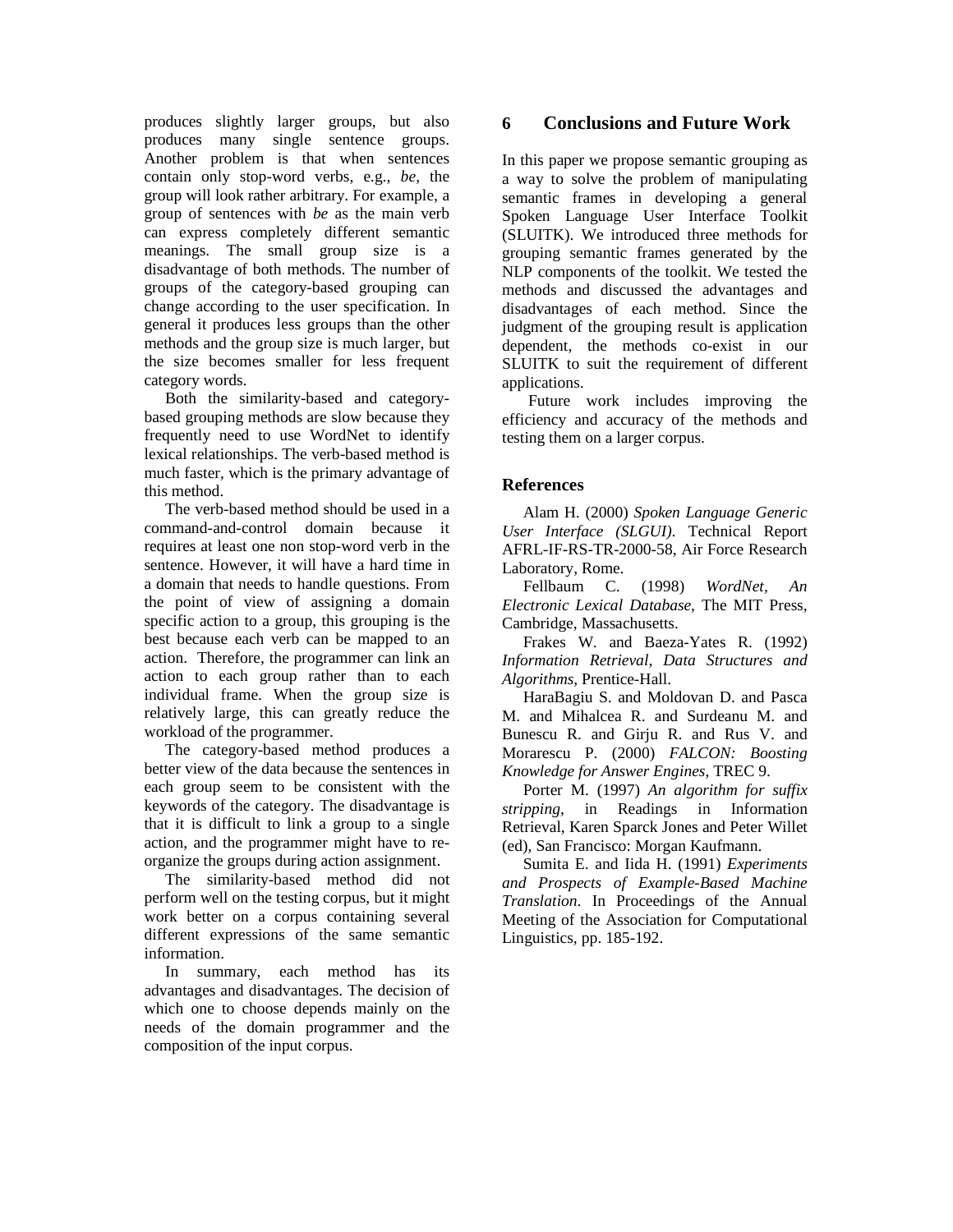produces slightly larger groups, but also produces many single sentence groups. Another problem is that when sentences contain only stop-word verbs, e.g., *be*, the group will look rather arbitrary. For example, a group of sentences with *be* as the main verb can express completely different semantic meanings. The small group size is a disadvantage of both methods. The number of groups of the category-based grouping can change according to the user specification. In general it produces less groups than the other methods and the group size is much larger, but the size becomes smaller for less frequent category words.

Both the similarity-based and category-based grouping methods are slow because they frequently need to use WordNet to identify lexical relationships. The verb-based method is much faster, which is the primary advantage of this method.

The verb-based method should be used in a command-and-control domain because it requires at least one non stop-word verb in the sentence. However, it will have a hard time in a domain that needs to handle questions. From the point of view of assigning a domain specific action to a group, this grouping is the best because each verb can be mapped to an action. Therefore, the programmer can link an action to each group rather than to each individual frame. When the group size is relatively large, this can greatly reduce the workload of the programmer.

The category-based method produces a better view of the data because the sentences in each group seem to be consistent with the keywords of the category. The disadvantage is that it is difficult to link a group to a single action, and the programmer might have to re-organize the groups during action assignment.

The similarity-based method did not perform well on the testing corpus, but it might work better on a corpus containing several different expressions of the same semantic information.

In summary, each method has its advantages and disadvantages. The decision of which one to choose depends mainly on the needs of the domain programmer and the composition of the input corpus.

## 6 Conclusions and Future Work

In this paper we propose semantic grouping as a way to solve the problem of manipulating semantic frames in developing a general Spoken Language User Interface Toolkit (SLUITK). We introduced three methods for grouping semantic frames generated by the NLP components of the toolkit. We tested the methods and discussed the advantages and disadvantages of each method. Since the judgment of the grouping result is application dependent, the methods co-exist in our SLUITK to suit the requirement of different applications.

Future work includes improving the efficiency and accuracy of the methods and testing them on a larger corpus.

## References

Alam H. (2000) *Spoken Language Generic User Interface (SLGUI)*. Technical Report AFRL-IF-RS-TR-2000-58, Air Force Research Laboratory, Rome.

Fellbaum C. (1998) *WordNet, An Electronic Lexical Database*, The MIT Press, Cambridge, Massachusetts.

Frakes W. and Baeza-Yates R. (1992) *Information Retrieval, Data Structures and Algorithms*, Prentice-Hall.

HaraBagiu S. and Moldovan D. and Pasca M. and Mihalcea R. and Surdeanu M. and Bunescu R. and Girju R. and Rus V. and Morarescu P. (2000) *FALCON: Boosting Knowledge for Answer Engines*, TREC 9.

Porter M. (1997) *An algorithm for suffix stripping*, in Readings in Information Retrieval, Karen Sparck Jones and Peter Willet (ed), San Francisco: Morgan Kaufmann.

Sumita E. and Iida H. (1991) *Experiments and Prospects of Example-Based Machine Translation*. In Proceedings of the Annual Meeting of the Association for Computational Linguistics, pp. 185-192.